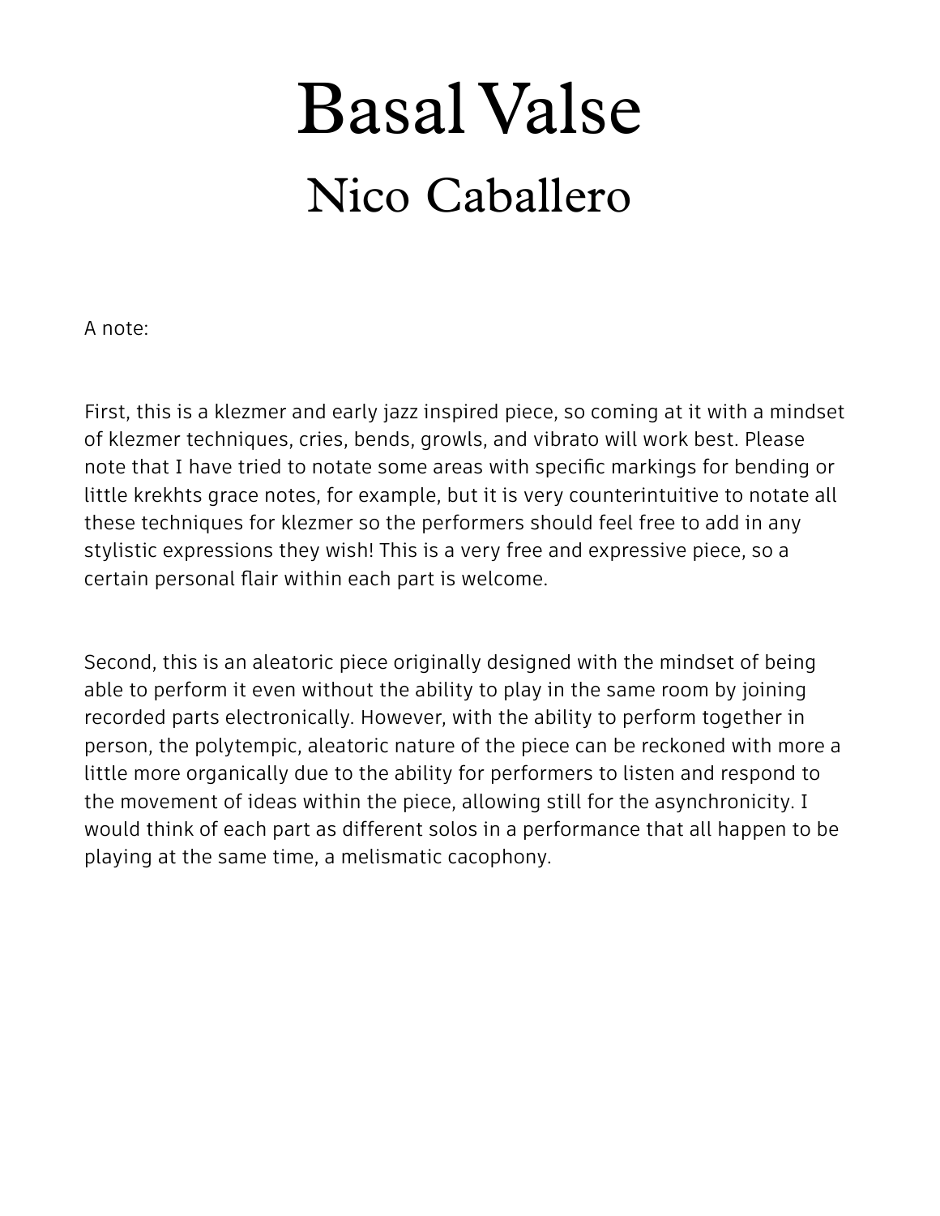# Basal Valse

## Nico Caballero

A note:

First, this is a klezmer and early jazz inspired piece, so coming at it with a mindset of klezmer techniques, cries, bends, growls, and vibrato will work best. Please note that I have tried to notate some areas with specific markings for bending or little krekhts grace notes, for example, but it is very counterintuitive to notate all these techniques for klezmer so the performers should feel free to add in any stylistic expressions they wish! This is a very free and expressive piece, so a certain personal flair within each part is welcome.

Second, this is an aleatoric piece originally designed with the mindset of being able to perform it even without the ability to play in the same room by joining recorded parts electronically. However, with the ability to perform together in person, the polytempic, aleatoric nature of the piece can be reckoned with more a little more organically due to the ability for performers to listen and respond to the movement of ideas within the piece, allowing still for the asynchronicity. I would think of each part as different solos in a performance that all happen to be playing at the same time, a melismatic cacophony.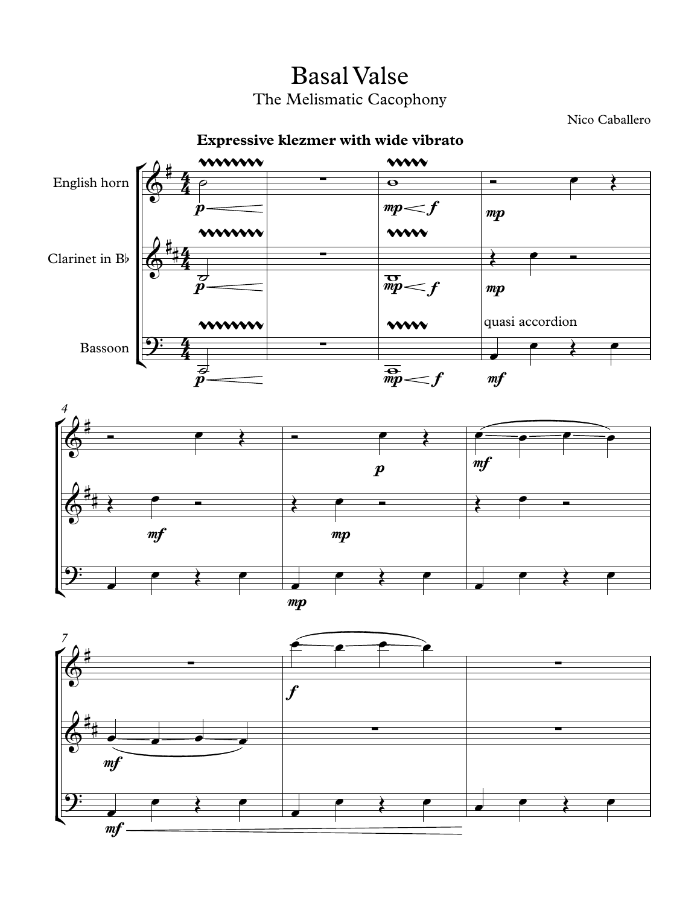# Basal Valse

The Melismatic Cacophony

Nico Caballero

**Expressive klezmer with wide vibrato**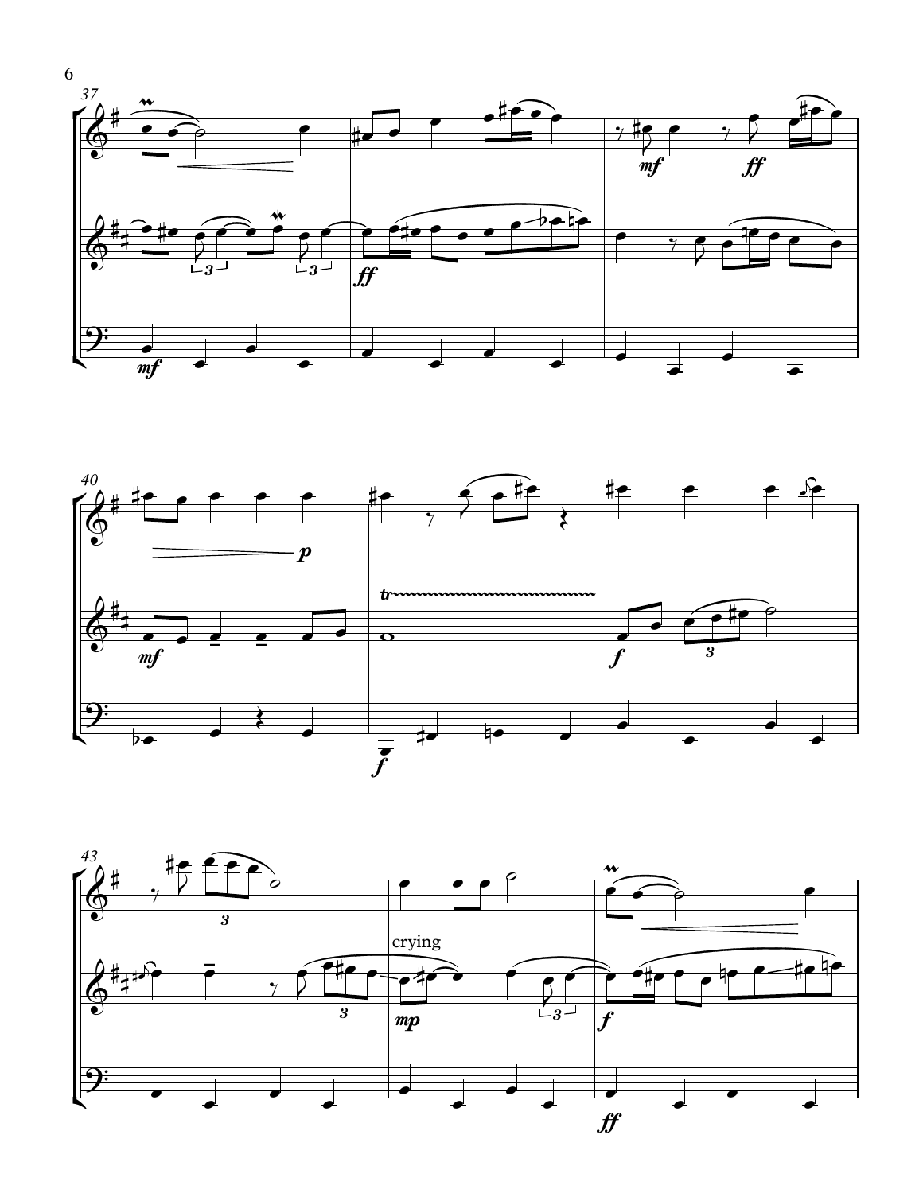crying